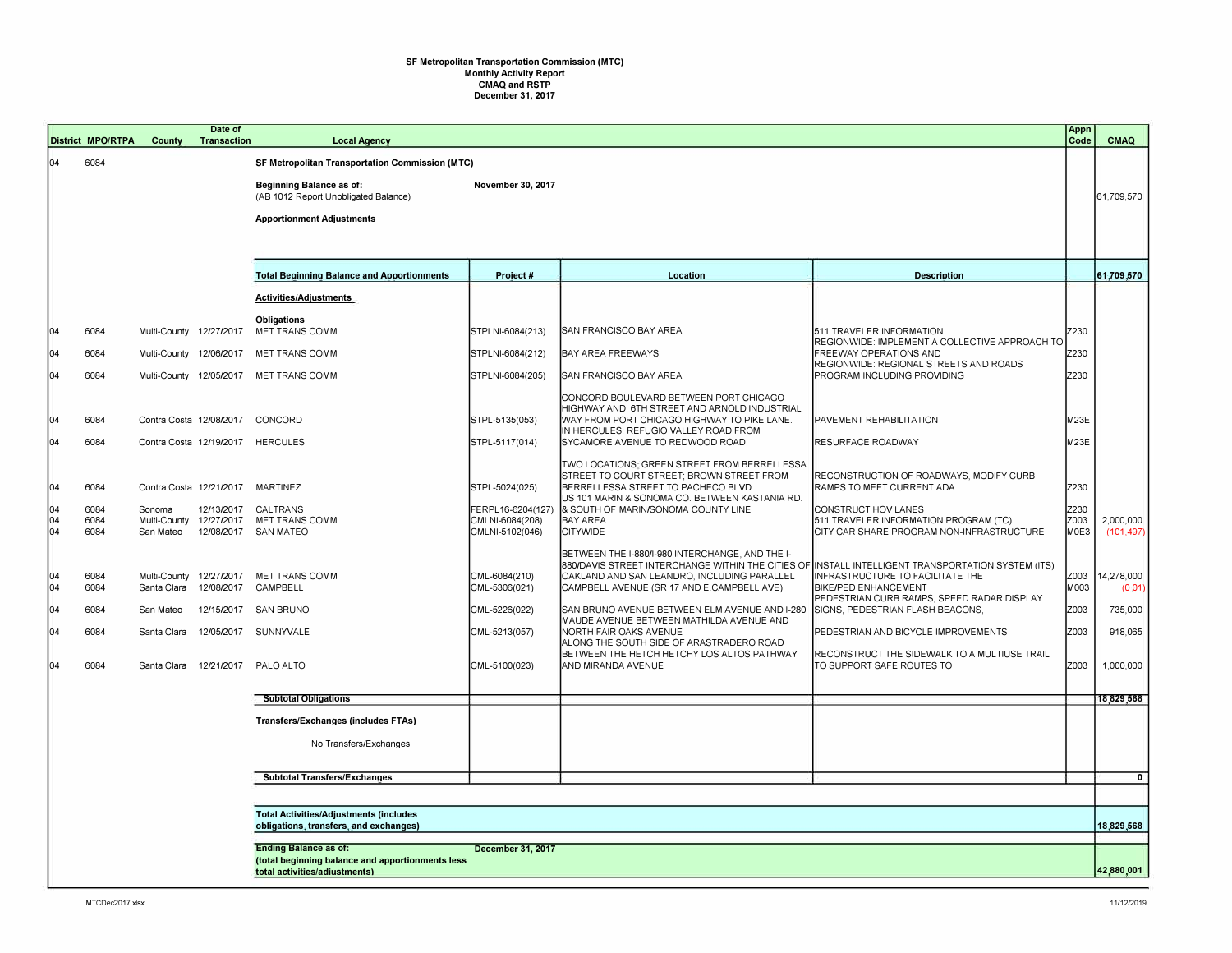**SF Metropolitan Transportation Commission (MTC)**
**Monthly Activity Report**
**CMAQ and RSTP**
**December 31, 2017**

| District | MPO/RTPA | County | Date of Transaction | Local Agency | Project # | Location | Description | Appn Code | CMAQ |
|---|---|---|---|---|---|---|---|---|---|
| 04 | 6084 | | | **SF Metropolitan Transportation Commission (MTC)** | | | | | |
| | | | | **Beginning Balance as of:** (AB 1012 Report Unobligated Balance) | **November 30, 2017** | | | | 61,709,570 |
| | | | | **Apportionment Adjustments** | | | | | |
| | | | | **Total Beginning Balance and Apportionments** | | | | | **61,709,570** |
| | | | | **Activities/Adjustments** | | | | | |
| | | | | **Obligations** | | | | | |
| 04 | 6084 | Multi-County | 12/27/2017 | MET TRANS COMM | STPLNI-6084(213) | SAN FRANCISCO BAY AREA | 511 TRAVELER INFORMATION | Z230 | |
| 04 | 6084 | Multi-County | 12/06/2017 | MET TRANS COMM | STPLNI-6084(212) | BAY AREA FREEWAYS | REGIONWIDE: IMPLEMENT A COLLECTIVE APPROACH TO FREEWAY OPERATIONS AND | Z230 | |
| 04 | 6084 | Multi-County | 12/05/2017 | MET TRANS COMM | STPLNI-6084(205) | SAN FRANCISCO BAY AREA | REGIONWIDE: REGIONAL STREETS AND ROADS PROGRAM INCLUDING PROVIDING | Z230 | |
| 04 | 6084 | Contra Costa | 12/08/2017 | CONCORD | STPL-5135(053) | CONCORD BOULEVARD BETWEEN PORT CHICAGO HIGHWAY AND 6TH STREET AND ARNOLD INDUSTRIAL WAY FROM PORT CHICAGO HIGHWAY TO PIKE LANE. | PAVEMENT REHABILITATION | M23E | |
| 04 | 6084 | Contra Costa | 12/19/2017 | HERCULES | STPL-5117(014) | IN HERCULES: REFUGIO VALLEY ROAD FROM SYCAMORE AVENUE TO REDWOOD ROAD | RESURFACE ROADWAY | M23E | |
| 04 | 6084 | Contra Costa | 12/21/2017 | MARTINEZ | STPL-5024(025) | TWO LOCATIONS; GREEN STREET FROM BERRELLESSA STREET TO COURT STREET; BROWN STREET FROM BERRELLESSA STREET TO PACHECO BLVD. | RECONSTRUCTION OF ROADWAYS, MODIFY CURB RAMPS TO MEET CURRENT ADA | Z230 | |
| 04 | 6084 | Sonoma | 12/13/2017 | CALTRANS | FERPL16-6204(127) | US 101 MARIN & SONOMA CO. BETWEEN KASTANIA RD. & SOUTH OF MARIN/SONOMA COUNTY LINE | CONSTRUCT HOV LANES | Z230 | |
| 04 | 6084 | Multi-County | 12/27/2017 | MET TRANS COMM | CMLNI-6084(208) | BAY AREA | 511 TRAVELER INFORMATION PROGRAM (TC) | Z003 | 2,000,000 |
| 04 | 6084 | San Mateo | 12/08/2017 | SAN MATEO | CMLNI-5102(046) | CITYWIDE | CITY CAR SHARE PROGRAM NON-INFRASTRUCTURE | M0E3 | (101,497) |
| 04 | 6084 | Multi-County | 12/27/2017 | MET TRANS COMM | CML-6084(210) | BETWEEN THE I-880/I-980 INTERCHANGE, AND THE I-880/DAVIS STREET INTERCHANGE WITHIN THE CITIES OF OAKLAND AND SAN LEANDRO, INCLUDING PARALLEL | INSTALL INTELLIGENT TRANSPORTATION SYSTEM (ITS) INFRASTRUCTURE TO FACILITATE THE | Z003 | 14,278,000 |
| 04 | 6084 | Santa Clara | 12/08/2017 | CAMPBELL | CML-5306(021) | CAMPBELL AVENUE (SR 17 AND E.CAMPBELL AVE) | BIKE/PED ENHANCEMENT | M003 | (0.01) |
| 04 | 6084 | San Mateo | 12/15/2017 | SAN BRUNO | CML-5226(022) | SAN BRUNO AVENUE BETWEEN ELM AVENUE AND I-280 | PEDESTRIAN CURB RAMPS, SPEED RADAR DISPLAY SIGNS, PEDESTRIAN FLASH BEACONS, | Z003 | 735,000 |
| 04 | 6084 | Santa Clara | 12/05/2017 | SUNNYVALE | CML-5213(057) | MAUDE AVENUE BETWEEN MATHILDA AVENUE AND NORTH FAIR OAKS AVENUE | PEDESTRIAN AND BICYCLE IMPROVEMENTS | Z003 | 918,065 |
| 04 | 6084 | Santa Clara | 12/21/2017 | PALO ALTO | CML-5100(023) | ALONG THE SOUTH SIDE OF ARASTRADERO ROAD BETWEEN THE HETCH HETCHY LOS ALTOS PATHWAY AND MIRANDA AVENUE | RECONSTRUCT THE SIDEWALK TO A MULTIUSE TRAIL TO SUPPORT SAFE ROUTES TO | Z003 | 1,000,000 |
| | | | | **Subtotal Obligations** | | | | | **18,829,568** |
| | | | | **Transfers/Exchanges (includes FTAs)** | | | | | |
| | | | | No Transfers/Exchanges | | | | | |
| | | | | **Subtotal Transfers/Exchanges** | | | | | **0** |
| | | | | **Total Activities/Adjustments (includes obligations, transfers, and exchanges)** | | | | | **18,829,568** |
| | | | | **Ending Balance as of:** (total beginning balance and apportionments less total activities/adjustments) | **December 31, 2017** | | | | **42,880,001** |

MTCDec2017.xlsx

11/12/2019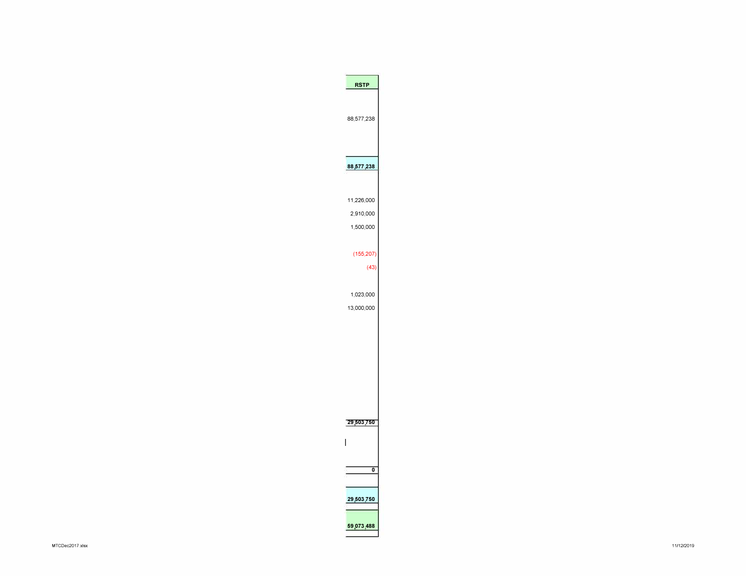| RSTP |
| --- |
| 88,577,238 |
| **88,577,238** |
| 11,226,000 |
| 2,910,000 |
| 1,500,000 |
| (155,207) |
| (43) |
| 1,023,000 |
| 13,000,000 |
| **29,503,750** |
| **0** |
| **29,503,750** |
| **59,073,488** |

MTCDec2017.xlsx

11/12/2019